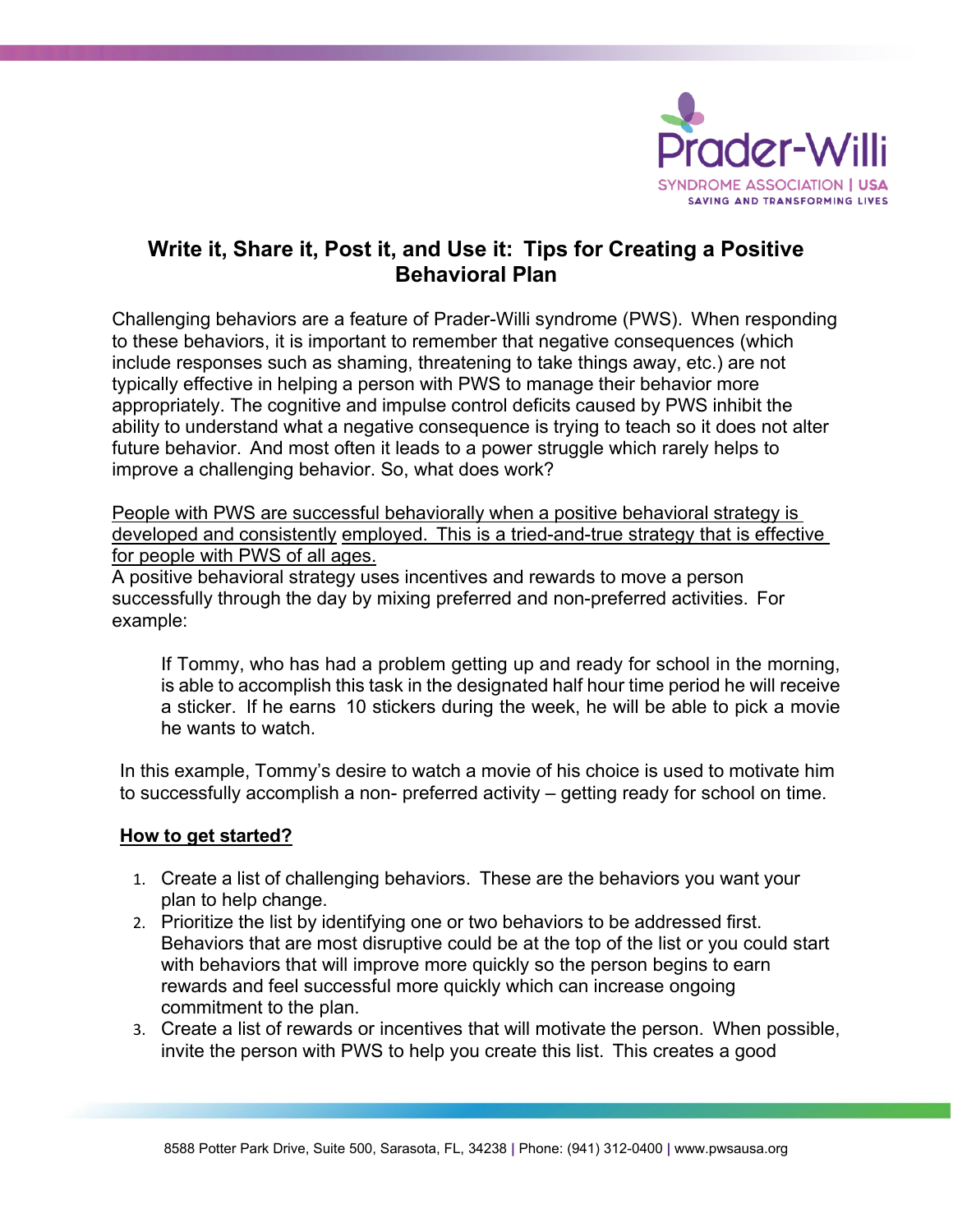## Write it, Share it, Post it, and Use it: Tips for Creating a Positive Behavioral Plan

Challenging behaviors are a feature of Prader-Willi syndrome (PWS). When responding to these behaviors, it is important to remember that negative consequences (which include responses such as shaming, threatening to take things away, etc.) are not typically effective in helping a person with PWS to manage their behavior more appropriately. The cognitive and impulse control deficits caused by PWS inhibit the ability to understand what a negative consequence is trying to teach so it does not alter future behavior. And most often it leads to a power struggle which rarely helps to improve a challenging behavior. So, what does work?

People with PWS are successful behaviorally when a positive behavioral strategy is developed and consistently employed. This is a tried-and-true strategy that is effective for people with PWS of all ages.

A positive behavioral strategy uses incentives and rewards to move a person successfully through the day by mixing preferred and non-preferred activities. For example:

> If Tommy, who has had a problem getting up and ready for school in the morning, is able to accomplish this task in the designated half hour time period he will receive a sticker. If he earns 10 stickers during the week, he will be able to pick a movie he wants to watch.

In this example, Tommy's desire to watch a movie of his choice is used to motivate him to successfully accomplish a non- preferred activity – getting ready for school on time.

**How to get started?**

1. Create a list of challenging behaviors. These are the behaviors you want your plan to help change.
2. Prioritize the list by identifying one or two behaviors to be addressed first. Behaviors that are most disruptive could be at the top of the list or you could start with behaviors that will improve more quickly so the person begins to earn rewards and feel successful more quickly which can increase ongoing commitment to the plan.
3. Create a list of rewards or incentives that will motivate the person. When possible, invite the person with PWS to help you create this list. This creates a good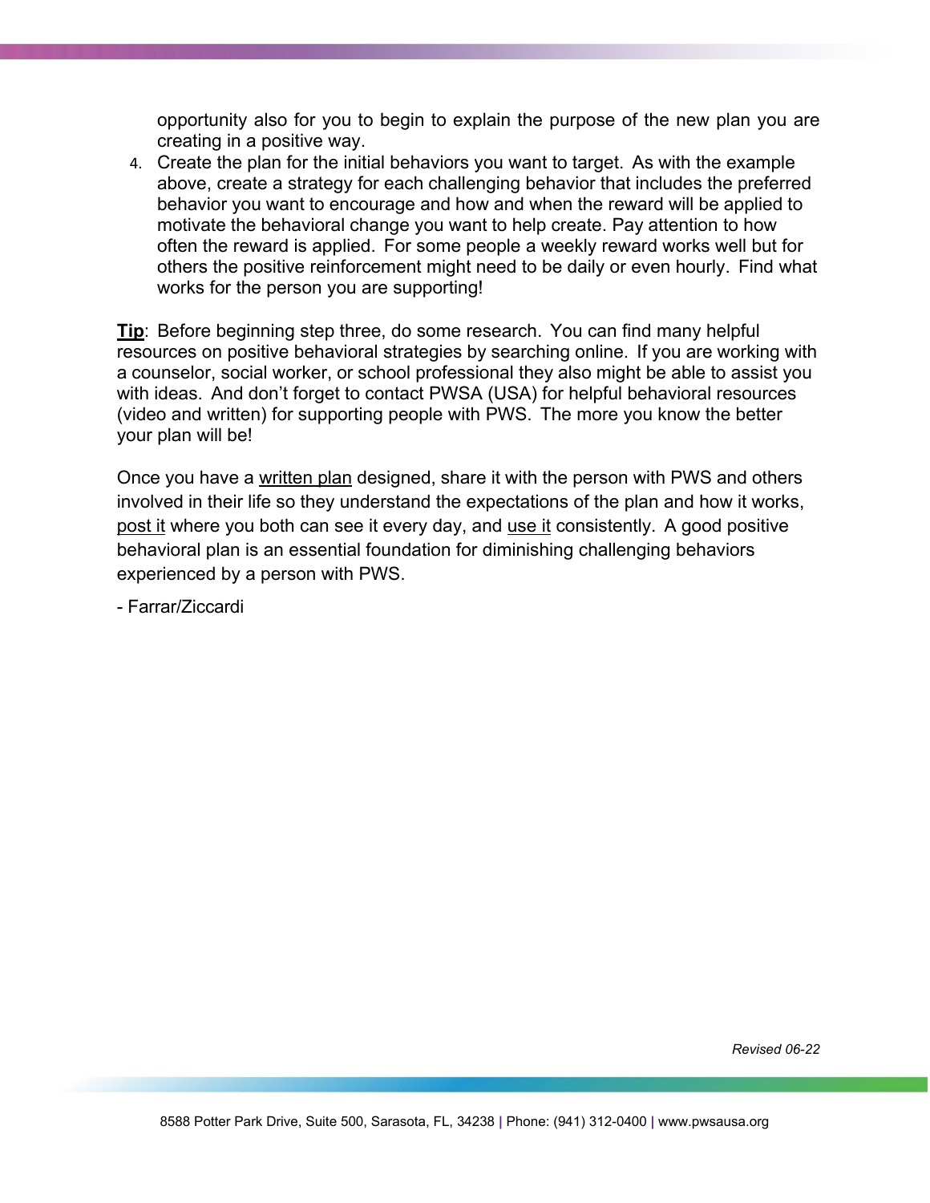opportunity also for you to begin to explain the purpose of the new plan you are creating in a positive way.

4. Create the plan for the initial behaviors you want to target. As with the example above, create a strategy for each challenging behavior that includes the preferred behavior you want to encourage and how and when the reward will be applied to motivate the behavioral change you want to help create. Pay attention to how often the reward is applied. For some people a weekly reward works well but for others the positive reinforcement might need to be daily or even hourly. Find what works for the person you are supporting!

**Tip**: Before beginning step three, do some research. You can find many helpful resources on positive behavioral strategies by searching online. If you are working with a counselor, social worker, or school professional they also might be able to assist you with ideas. And don't forget to contact PWSA (USA) for helpful behavioral resources (video and written) for supporting people with PWS. The more you know the better your plan will be!

Once you have a written plan designed, share it with the person with PWS and others involved in their life so they understand the expectations of the plan and how it works, post it where you both can see it every day, and use it consistently. A good positive behavioral plan is an essential foundation for diminishing challenging behaviors experienced by a person with PWS.

- Farrar/Ziccardi

*Revised 06-22*